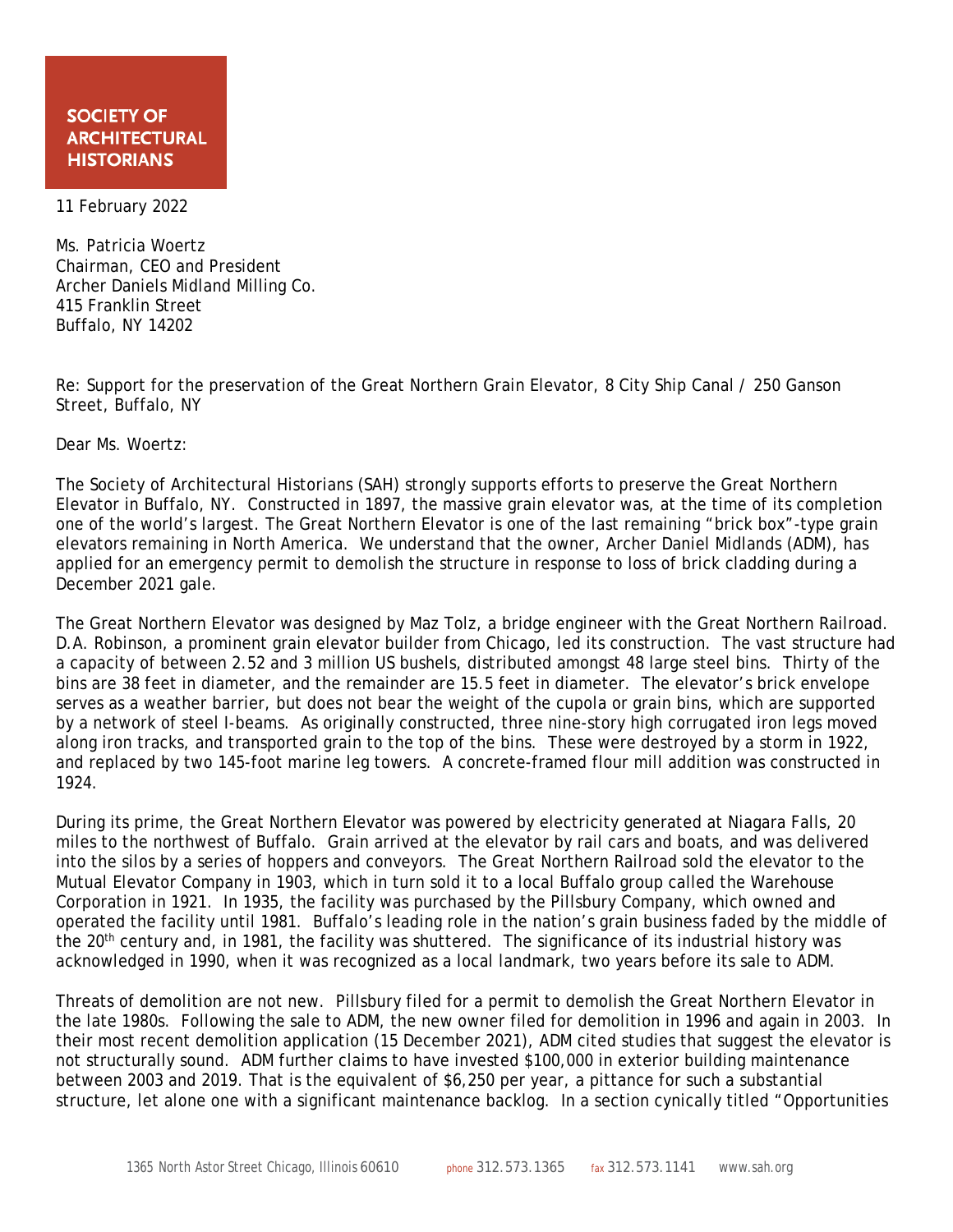**SOCIETY OF ARCHITECTURAL HISTORIANS**

11 February 2022

Ms. Patricia Woertz
Chairman, CEO and President
Archer Daniels Midland Milling Co.
415 Franklin Street
Buffalo, NY 14202

Re: Support for the preservation of the Great Northern Grain Elevator, 8 City Ship Canal / 250 Ganson Street, Buffalo, NY

Dear Ms. Woertz:

The Society of Architectural Historians (SAH) strongly supports efforts to preserve the Great Northern Elevator in Buffalo, NY. Constructed in 1897, the massive grain elevator was, at the time of its completion one of the world's largest. The Great Northern Elevator is one of the last remaining "brick box"-type grain elevators remaining in North America. We understand that the owner, Archer Daniel Midlands (ADM), has applied for an emergency permit to demolish the structure in response to loss of brick cladding during a December 2021 gale.

The Great Northern Elevator was designed by Maz Tolz, a bridge engineer with the Great Northern Railroad. D.A. Robinson, a prominent grain elevator builder from Chicago, led its construction. The vast structure had a capacity of between 2.52 and 3 million US bushels, distributed amongst 48 large steel bins. Thirty of the bins are 38 feet in diameter, and the remainder are 15.5 feet in diameter. The elevator's brick envelope serves as a weather barrier, but does not bear the weight of the cupola or grain bins, which are supported by a network of steel I-beams. As originally constructed, three nine-story high corrugated iron legs moved along iron tracks, and transported grain to the top of the bins. These were destroyed by a storm in 1922, and replaced by two 145-foot marine leg towers. A concrete-framed flour mill addition was constructed in 1924.

During its prime, the Great Northern Elevator was powered by electricity generated at Niagara Falls, 20 miles to the northwest of Buffalo. Grain arrived at the elevator by rail cars and boats, and was delivered into the silos by a series of hoppers and conveyors. The Great Northern Railroad sold the elevator to the Mutual Elevator Company in 1903, which in turn sold it to a local Buffalo group called the Warehouse Corporation in 1921. In 1935, the facility was purchased by the Pillsbury Company, which owned and operated the facility until 1981. Buffalo's leading role in the nation's grain business faded by the middle of the 20th century and, in 1981, the facility was shuttered. The significance of its industrial history was acknowledged in 1990, when it was recognized as a local landmark, two years before its sale to ADM.

Threats of demolition are not new. Pillsbury filed for a permit to demolish the Great Northern Elevator in the late 1980s. Following the sale to ADM, the new owner filed for demolition in 1996 and again in 2003. In their most recent demolition application (15 December 2021), ADM cited studies that suggest the elevator is not structurally sound. ADM further claims to have invested $100,000 in exterior building maintenance between 2003 and 2019. That is the equivalent of $6,250 per year, a pittance for such a substantial structure, let alone one with a significant maintenance backlog. In a section cynically titled "Opportunities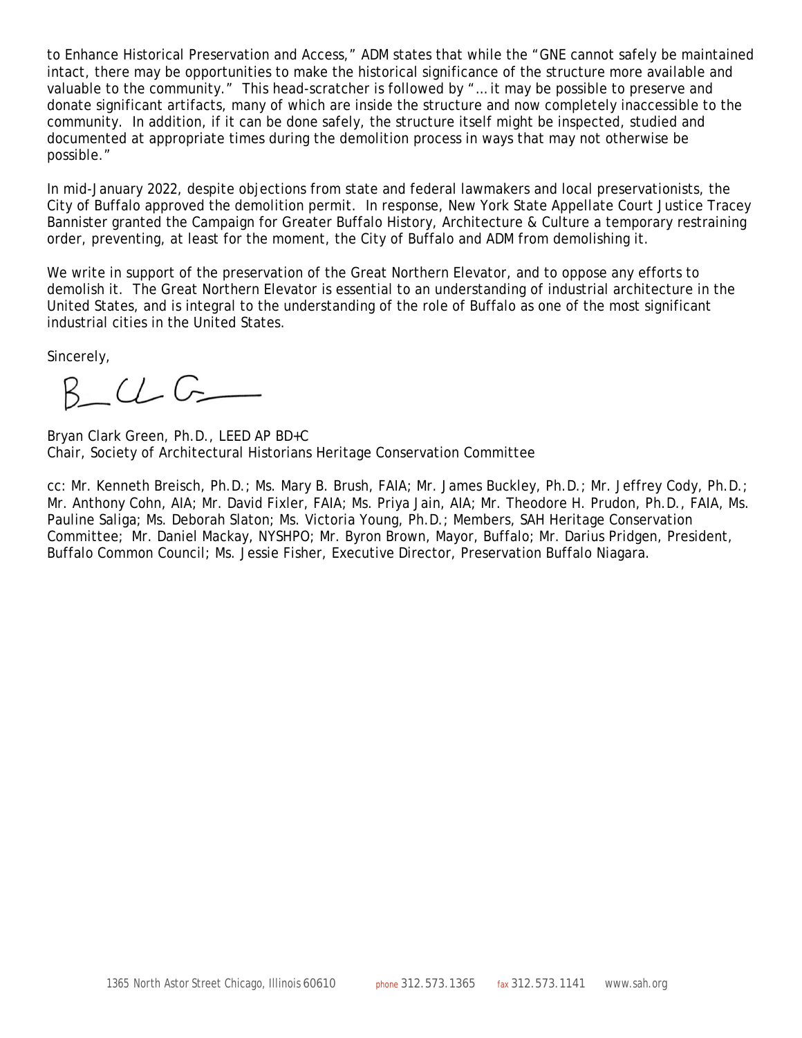to Enhance Historical Preservation and Access," ADM states that while the "GNE cannot safely be maintained intact, there may be opportunities to make the historical significance of the structure more available and valuable to the community." This head-scratcher is followed by "… it may be possible to preserve and donate significant artifacts, many of which are inside the structure and now completely inaccessible to the community. In addition, if it can be done safely, the structure itself might be inspected, studied and documented at appropriate times during the demolition process in ways that may not otherwise be possible."

In mid-January 2022, despite objections from state and federal lawmakers and local preservationists, the City of Buffalo approved the demolition permit. In response, New York State Appellate Court Justice Tracey Bannister granted the Campaign for Greater Buffalo History, Architecture & Culture a temporary restraining order, preventing, at least for the moment, the City of Buffalo and ADM from demolishing it.

We write in support of the preservation of the Great Northern Elevator, and to oppose any efforts to demolish it. The Great Northern Elevator is essential to an understanding of industrial architecture in the United States, and is integral to the understanding of the role of Buffalo as one of the most significant industrial cities in the United States.

Sincerely,

Bryan Clark Green, Ph.D., LEED AP BD+C
Chair, Society of Architectural Historians Heritage Conservation Committee

cc: Mr. Kenneth Breisch, Ph.D.; Ms. Mary B. Brush, FAIA; Mr. James Buckley, Ph.D.; Mr. Jeffrey Cody, Ph.D.; Mr. Anthony Cohn, AIA; Mr. David Fixler, FAIA; Ms. Priya Jain, AIA; Mr. Theodore H. Prudon, Ph.D., FAIA, Ms. Pauline Saliga; Ms. Deborah Slaton; Ms. Victoria Young, Ph.D.; Members, SAH Heritage Conservation Committee; Mr. Daniel Mackay, NYSHPO; Mr. Byron Brown, Mayor, Buffalo; Mr. Darius Pridgen, President, Buffalo Common Council; Ms. Jessie Fisher, Executive Director, Preservation Buffalo Niagara.

1365 North Astor Street Chicago, Illinois 60610 phone 312.573.1365 fax 312.573.1141 www.sah.org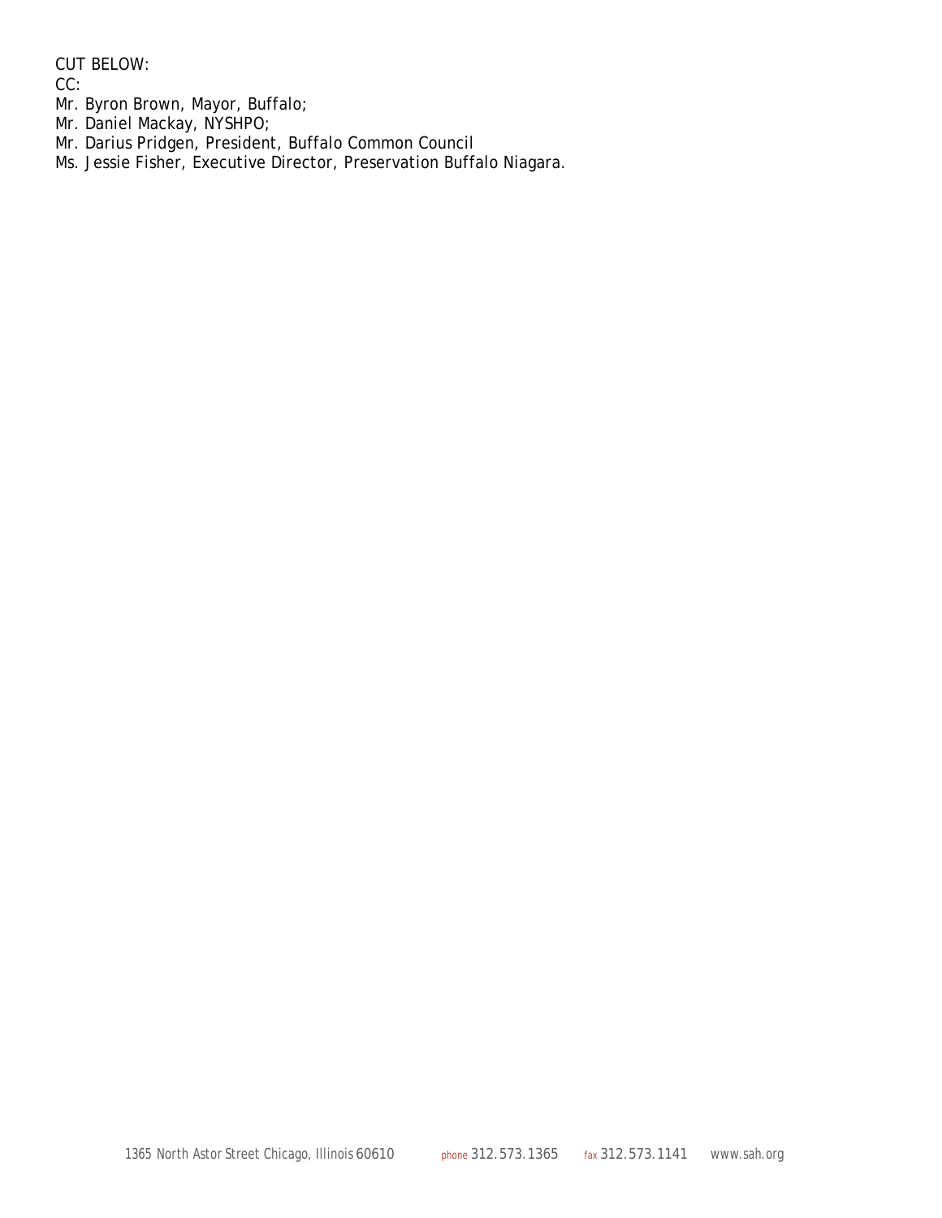CUT BELOW:

CC:

Mr. Byron Brown, Mayor, Buffalo;

Mr. Daniel Mackay, NYSHPO;

Mr. Darius Pridgen, President, Buffalo Common Council

Ms. Jessie Fisher, Executive Director, Preservation Buffalo Niagara.